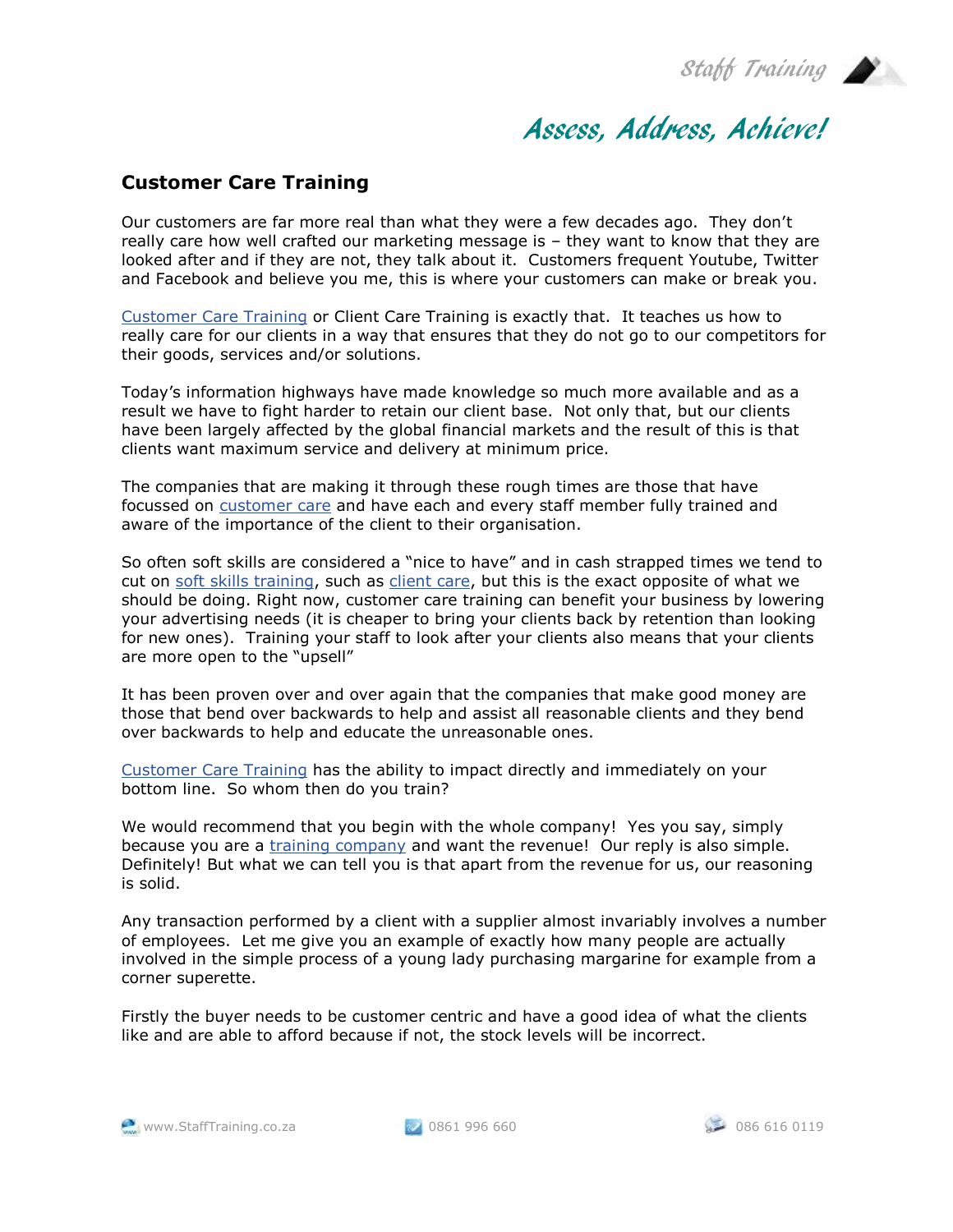# Assess, Address, Achieve!

## Customer Care Training

Our customers are far more real than what they were a few decades ago. They don't really care how well crafted our marketing message is – they want to know that they are looked after and if they are not, they talk about it. Customers frequent Youtube, Twitter and Facebook and believe you me, this is where your customers can make or break you.

Customer Care Training or Client Care Training is exactly that. It teaches us how to really care for our clients in a way that ensures that they do not go to our competitors for their goods, services and/or solutions.

Today's information highways have made knowledge so much more available and as a result we have to fight harder to retain our client base. Not only that, but our clients have been largely affected by the global financial markets and the result of this is that clients want maximum service and delivery at minimum price.

The companies that are making it through these rough times are those that have focussed on customer care and have each and every staff member fully trained and aware of the importance of the client to their organisation.

So often soft skills are considered a "nice to have" and in cash strapped times we tend to cut on soft skills training, such as client care, but this is the exact opposite of what we should be doing. Right now, customer care training can benefit your business by lowering your advertising needs (it is cheaper to bring your clients back by retention than looking for new ones). Training your staff to look after your clients also means that your clients are more open to the "upsell"

It has been proven over and over again that the companies that make good money are those that bend over backwards to help and assist all reasonable clients and they bend over backwards to help and educate the unreasonable ones.

Customer Care Training has the ability to impact directly and immediately on your bottom line. So whom then do you train?

We would recommend that you begin with the whole company! Yes you say, simply because you are a training company and want the revenue! Our reply is also simple. Definitely! But what we can tell you is that apart from the revenue for us, our reasoning is solid.

Any transaction performed by a client with a supplier almost invariably involves a number of employees. Let me give you an example of exactly how many people are actually involved in the simple process of a young lady purchasing margarine for example from a corner superette.

Firstly the buyer needs to be customer centric and have a good idea of what the clients like and are able to afford because if not, the stock levels will be incorrect.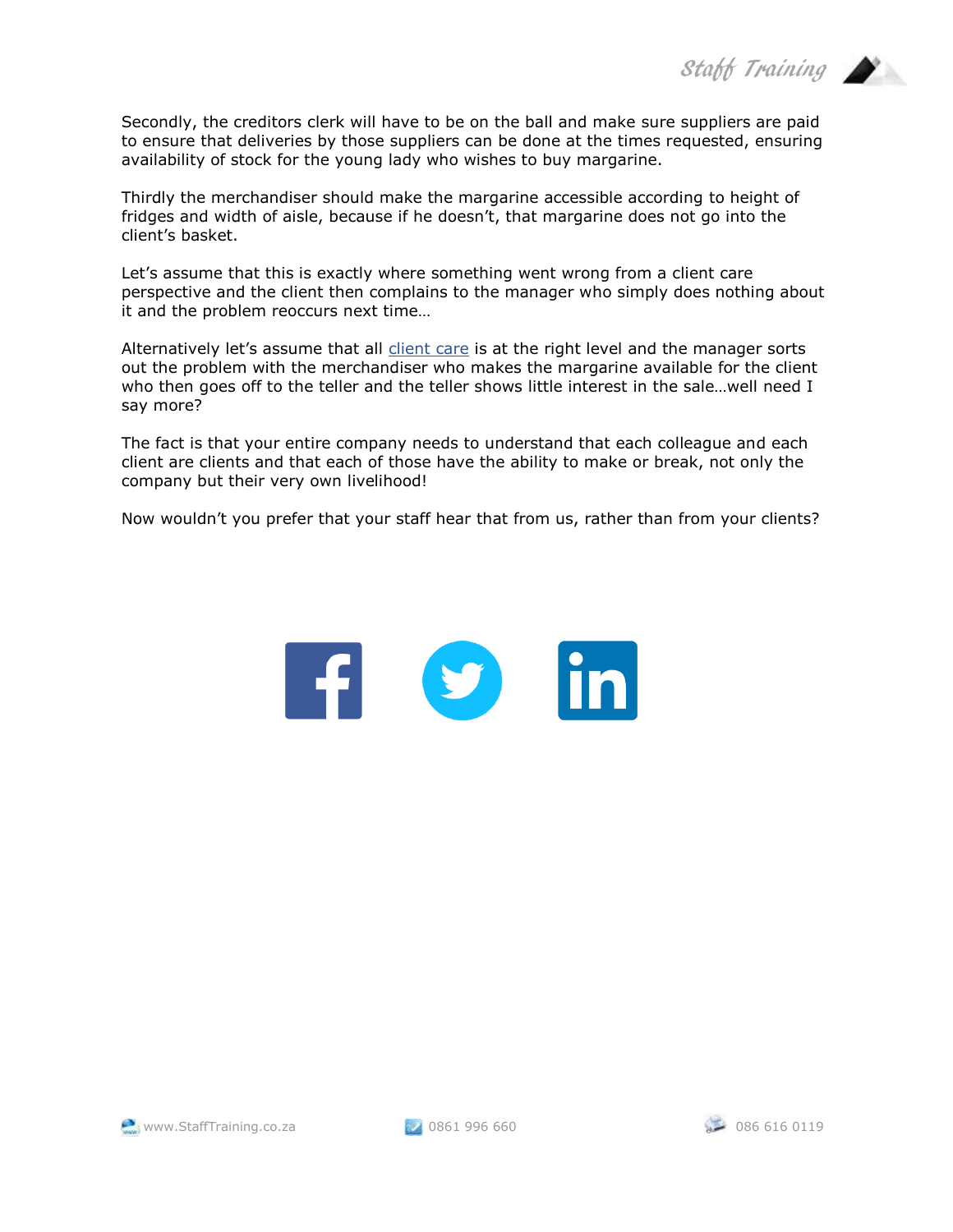Secondly, the creditors clerk will have to be on the ball and make sure suppliers are paid to ensure that deliveries by those suppliers can be done at the times requested, ensuring availability of stock for the young lady who wishes to buy margarine.

Thirdly the merchandiser should make the margarine accessible according to height of fridges and width of aisle, because if he doesn't, that margarine does not go into the client's basket.

Let's assume that this is exactly where something went wrong from a client care perspective and the client then complains to the manager who simply does nothing about it and the problem reoccurs next time…

Alternatively let's assume that all client care is at the right level and the manager sorts out the problem with the merchandiser who makes the margarine available for the client who then goes off to the teller and the teller shows little interest in the sale…well need I say more?

The fact is that your entire company needs to understand that each colleague and each client are clients and that each of those have the ability to make or break, not only the company but their very own livelihood!

Now wouldn't you prefer that your staff hear that from us, rather than from your clients?